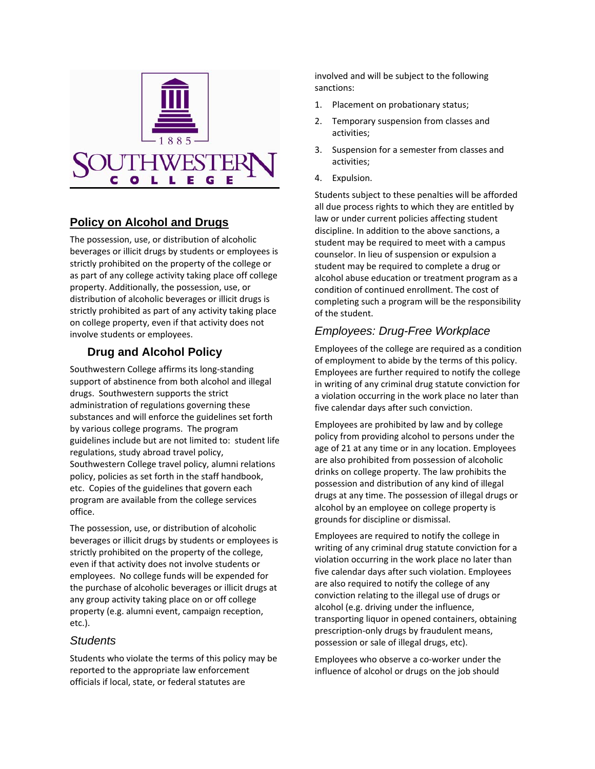1885

SOUTHWESTERN COLLEGE

## Policy on Alcohol and Drugs

The possession, use, or distribution of alcoholic beverages or illicit drugs by students or employees is strictly prohibited on the property of the college or as part of any college activity taking place off college property. Additionally, the possession, use, or distribution of alcoholic beverages or illicit drugs is strictly prohibited as part of any activity taking place on college property, even if that activity does not involve students or employees.

### Drug and Alcohol Policy

Southwestern College affirms its long-standing support of abstinence from both alcohol and illegal drugs. Southwestern supports the strict administration of regulations governing these substances and will enforce the guidelines set forth by various college programs. The program guidelines include but are not limited to: student life regulations, study abroad travel policy, Southwestern College travel policy, alumni relations policy, policies as set forth in the staff handbook, etc. Copies of the guidelines that govern each program are available from the college services office.

The possession, use, or distribution of alcoholic beverages or illicit drugs by students or employees is strictly prohibited on the property of the college, even if that activity does not involve students or employees. No college funds will be expended for the purchase of alcoholic beverages or illicit drugs at any group activity taking place on or off college property (e.g. alumni event, campaign reception, etc.).

### *Students*

Students who violate the terms of this policy may be reported to the appropriate law enforcement officials if local, state, or federal statutes are involved and will be subject to the following sanctions:

1. Placement on probationary status;
2. Temporary suspension from classes and activities;
3. Suspension for a semester from classes and activities;
4. Expulsion.

Students subject to these penalties will be afforded all due process rights to which they are entitled by law or under current policies affecting student discipline. In addition to the above sanctions, a student may be required to meet with a campus counselor. In lieu of suspension or expulsion a student may be required to complete a drug or alcohol abuse education or treatment program as a condition of continued enrollment. The cost of completing such a program will be the responsibility of the student.

### *Employees: Drug-Free Workplace*

Employees of the college are required as a condition of employment to abide by the terms of this policy. Employees are further required to notify the college in writing of any criminal drug statute conviction for a violation occurring in the work place no later than five calendar days after such conviction.

Employees are prohibited by law and by college policy from providing alcohol to persons under the age of 21 at any time or in any location. Employees are also prohibited from possession of alcoholic drinks on college property. The law prohibits the possession and distribution of any kind of illegal drugs at any time. The possession of illegal drugs or alcohol by an employee on college property is grounds for discipline or dismissal.

Employees are required to notify the college in writing of any criminal drug statute conviction for a violation occurring in the work place no later than five calendar days after such violation. Employees are also required to notify the college of any conviction relating to the illegal use of drugs or alcohol (e.g. driving under the influence, transporting liquor in opened containers, obtaining prescription-only drugs by fraudulent means, possession or sale of illegal drugs, etc).

Employees who observe a co-worker under the influence of alcohol or drugs on the job should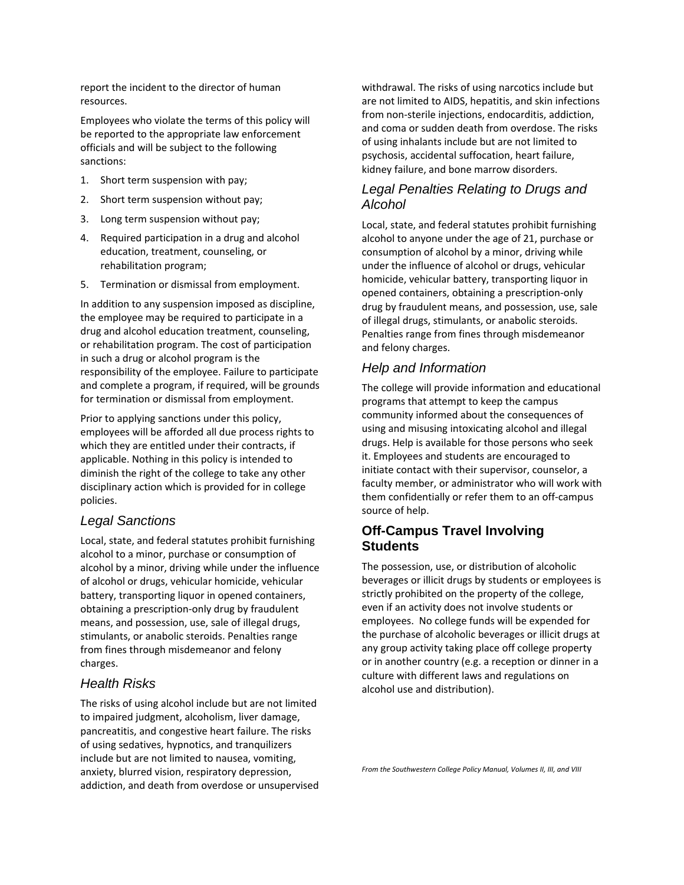report the incident to the director of human resources.

Employees who violate the terms of this policy will be reported to the appropriate law enforcement officials and will be subject to the following sanctions:

1. Short term suspension with pay;
2. Short term suspension without pay;
3. Long term suspension without pay;
4. Required participation in a drug and alcohol education, treatment, counseling, or rehabilitation program;
5. Termination or dismissal from employment.

In addition to any suspension imposed as discipline, the employee may be required to participate in a drug and alcohol education treatment, counseling, or rehabilitation program. The cost of participation in such a drug or alcohol program is the responsibility of the employee. Failure to participate and complete a program, if required, will be grounds for termination or dismissal from employment.

Prior to applying sanctions under this policy, employees will be afforded all due process rights to which they are entitled under their contracts, if applicable. Nothing in this policy is intended to diminish the right of the college to take any other disciplinary action which is provided for in college policies.

### *Legal Sanctions*

Local, state, and federal statutes prohibit furnishing alcohol to a minor, purchase or consumption of alcohol by a minor, driving while under the influence of alcohol or drugs, vehicular homicide, vehicular battery, transporting liquor in opened containers, obtaining a prescription-only drug by fraudulent means, and possession, use, sale of illegal drugs, stimulants, or anabolic steroids. Penalties range from fines through misdemeanor and felony charges.

### *Health Risks*

The risks of using alcohol include but are not limited to impaired judgment, alcoholism, liver damage, pancreatitis, and congestive heart failure. The risks of using sedatives, hypnotics, and tranquilizers include but are not limited to nausea, vomiting, anxiety, blurred vision, respiratory depression, addiction, and death from overdose or unsupervised withdrawal. The risks of using narcotics include but are not limited to AIDS, hepatitis, and skin infections from non-sterile injections, endocarditis, addiction, and coma or sudden death from overdose. The risks of using inhalants include but are not limited to psychosis, accidental suffocation, heart failure, kidney failure, and bone marrow disorders.

### *Legal Penalties Relating to Drugs and Alcohol*

Local, state, and federal statutes prohibit furnishing alcohol to anyone under the age of 21, purchase or consumption of alcohol by a minor, driving while under the influence of alcohol or drugs, vehicular homicide, vehicular battery, transporting liquor in opened containers, obtaining a prescription-only drug by fraudulent means, and possession, use, sale of illegal drugs, stimulants, or anabolic steroids. Penalties range from fines through misdemeanor and felony charges.

### *Help and Information*

The college will provide information and educational programs that attempt to keep the campus community informed about the consequences of using and misusing intoxicating alcohol and illegal drugs. Help is available for those persons who seek it. Employees and students are encouraged to initiate contact with their supervisor, counselor, a faculty member, or administrator who will work with them confidentially or refer them to an off-campus source of help.

## Off-Campus Travel Involving Students

The possession, use, or distribution of alcoholic beverages or illicit drugs by students or employees is strictly prohibited on the property of the college, even if an activity does not involve students or employees. No college funds will be expended for the purchase of alcoholic beverages or illicit drugs at any group activity taking place off college property or in another country (e.g. a reception or dinner in a culture with different laws and regulations on alcohol use and distribution).

*From the Southwestern College Policy Manual, Volumes II, III, and VIII*